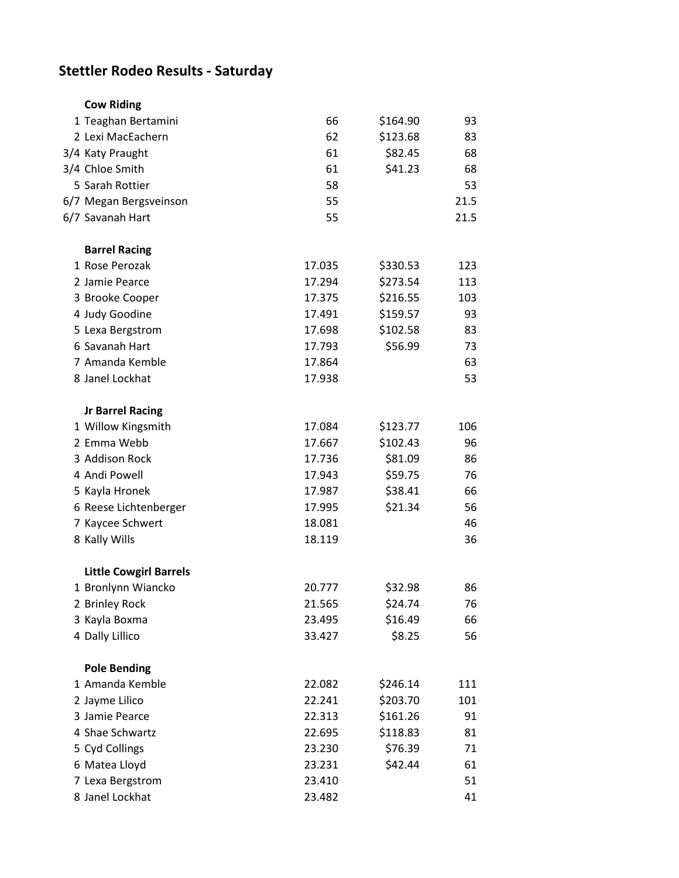# Stettler Rodeo Results - Saturday

## Cow Riding

| Place | Name | Score | Payout | Points |
|---|---|---|---|---|
| 1 | Teaghan Bertamini | 66 | $164.90 | 93 |
| 2 | Lexi MacEachern | 62 | $123.68 | 83 |
| 3/4 | Katy Praught | 61 | $82.45 | 68 |
| 3/4 | Chloe Smith | 61 | $41.23 | 68 |
| 5 | Sarah Rottier | 58 | | 53 |
| 6/7 | Megan Bergsveinson | 55 | | 21.5 |
| 6/7 | Savanah Hart | 55 | | 21.5 |

## Barrel Racing

| Place | Name | Time | Payout | Points |
|---|---|---|---|---|
| 1 | Rose Perozak | 17.035 | $330.53 | 123 |
| 2 | Jamie Pearce | 17.294 | $273.54 | 113 |
| 3 | Brooke Cooper | 17.375 | $216.55 | 103 |
| 4 | Judy Goodine | 17.491 | $159.57 | 93 |
| 5 | Lexa Bergstrom | 17.698 | $102.58 | 83 |
| 6 | Savanah Hart | 17.793 | $56.99 | 73 |
| 7 | Amanda Kemble | 17.864 | | 63 |
| 8 | Janel Lockhat | 17.938 | | 53 |

## Jr Barrel Racing

| Place | Name | Time | Payout | Points |
|---|---|---|---|---|
| 1 | Willow Kingsmith | 17.084 | $123.77 | 106 |
| 2 | Emma Webb | 17.667 | $102.43 | 96 |
| 3 | Addison Rock | 17.736 | $81.09 | 86 |
| 4 | Andi Powell | 17.943 | $59.75 | 76 |
| 5 | Kayla Hronek | 17.987 | $38.41 | 66 |
| 6 | Reese Lichtenberger | 17.995 | $21.34 | 56 |
| 7 | Kaycee Schwert | 18.081 | | 46 |
| 8 | Kally Wills | 18.119 | | 36 |

## Little Cowgirl Barrels

| Place | Name | Time | Payout | Points |
|---|---|---|---|---|
| 1 | Bronlynn Wiancko | 20.777 | $32.98 | 86 |
| 2 | Brinley Rock | 21.565 | $24.74 | 76 |
| 3 | Kayla Boxma | 23.495 | $16.49 | 66 |
| 4 | Dally Lillico | 33.427 | $8.25 | 56 |

## Pole Bending

| Place | Name | Time | Payout | Points |
|---|---|---|---|---|
| 1 | Amanda Kemble | 22.082 | $246.14 | 111 |
| 2 | Jayme Lilico | 22.241 | $203.70 | 101 |
| 3 | Jamie Pearce | 22.313 | $161.26 | 91 |
| 4 | Shae Schwartz | 22.695 | $118.83 | 81 |
| 5 | Cyd Collings | 23.230 | $76.39 | 71 |
| 6 | Matea Lloyd | 23.231 | $42.44 | 61 |
| 7 | Lexa Bergstrom | 23.410 | | 51 |
| 8 | Janel Lockhat | 23.482 | | 41 |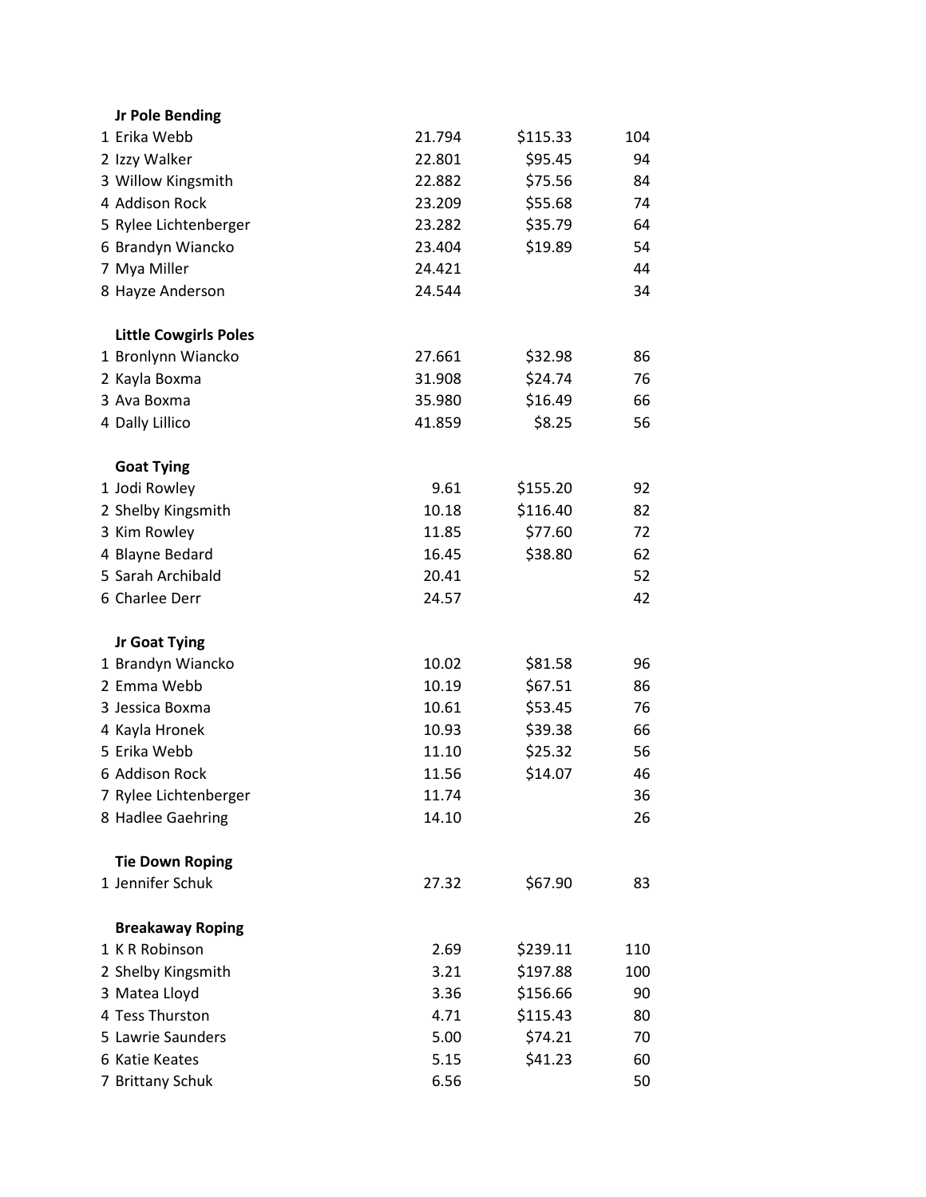**Jr Pole Bending**

| | | | | |
|---|---|---|---|---|
| 1 | Erika Webb | 21.794 | $115.33 | 104 |
| 2 | Izzy Walker | 22.801 | $95.45 | 94 |
| 3 | Willow Kingsmith | 22.882 | $75.56 | 84 |
| 4 | Addison Rock | 23.209 | $55.68 | 74 |
| 5 | Rylee Lichtenberger | 23.282 | $35.79 | 64 |
| 6 | Brandyn Wiancko | 23.404 | $19.89 | 54 |
| 7 | Mya Miller | 24.421 | | 44 |
| 8 | Hayze Anderson | 24.544 | | 34 |

**Little Cowgirls Poles**

| | | | | |
|---|---|---|---|---|
| 1 | Bronlynn Wiancko | 27.661 | $32.98 | 86 |
| 2 | Kayla Boxma | 31.908 | $24.74 | 76 |
| 3 | Ava Boxma | 35.980 | $16.49 | 66 |
| 4 | Dally Lillico | 41.859 | $8.25 | 56 |

**Goat Tying**

| | | | | |
|---|---|---|---|---|
| 1 | Jodi Rowley | 9.61 | $155.20 | 92 |
| 2 | Shelby Kingsmith | 10.18 | $116.40 | 82 |
| 3 | Kim Rowley | 11.85 | $77.60 | 72 |
| 4 | Blayne Bedard | 16.45 | $38.80 | 62 |
| 5 | Sarah Archibald | 20.41 | | 52 |
| 6 | Charlee Derr | 24.57 | | 42 |

**Jr Goat Tying**

| | | | | |
|---|---|---|---|---|
| 1 | Brandyn Wiancko | 10.02 | $81.58 | 96 |
| 2 | Emma Webb | 10.19 | $67.51 | 86 |
| 3 | Jessica Boxma | 10.61 | $53.45 | 76 |
| 4 | Kayla Hronek | 10.93 | $39.38 | 66 |
| 5 | Erika Webb | 11.10 | $25.32 | 56 |
| 6 | Addison Rock | 11.56 | $14.07 | 46 |
| 7 | Rylee Lichtenberger | 11.74 | | 36 |
| 8 | Hadlee Gaehring | 14.10 | | 26 |

**Tie Down Roping**

| | | | | |
|---|---|---|---|---|
| 1 | Jennifer Schuk | 27.32 | $67.90 | 83 |

**Breakaway Roping**

| | | | | |
|---|---|---|---|---|
| 1 | K R Robinson | 2.69 | $239.11 | 110 |
| 2 | Shelby Kingsmith | 3.21 | $197.88 | 100 |
| 3 | Matea Lloyd | 3.36 | $156.66 | 90 |
| 4 | Tess Thurston | 4.71 | $115.43 | 80 |
| 5 | Lawrie Saunders | 5.00 | $74.21 | 70 |
| 6 | Katie Keates | 5.15 | $41.23 | 60 |
| 7 | Brittany Schuk | 6.56 | | 50 |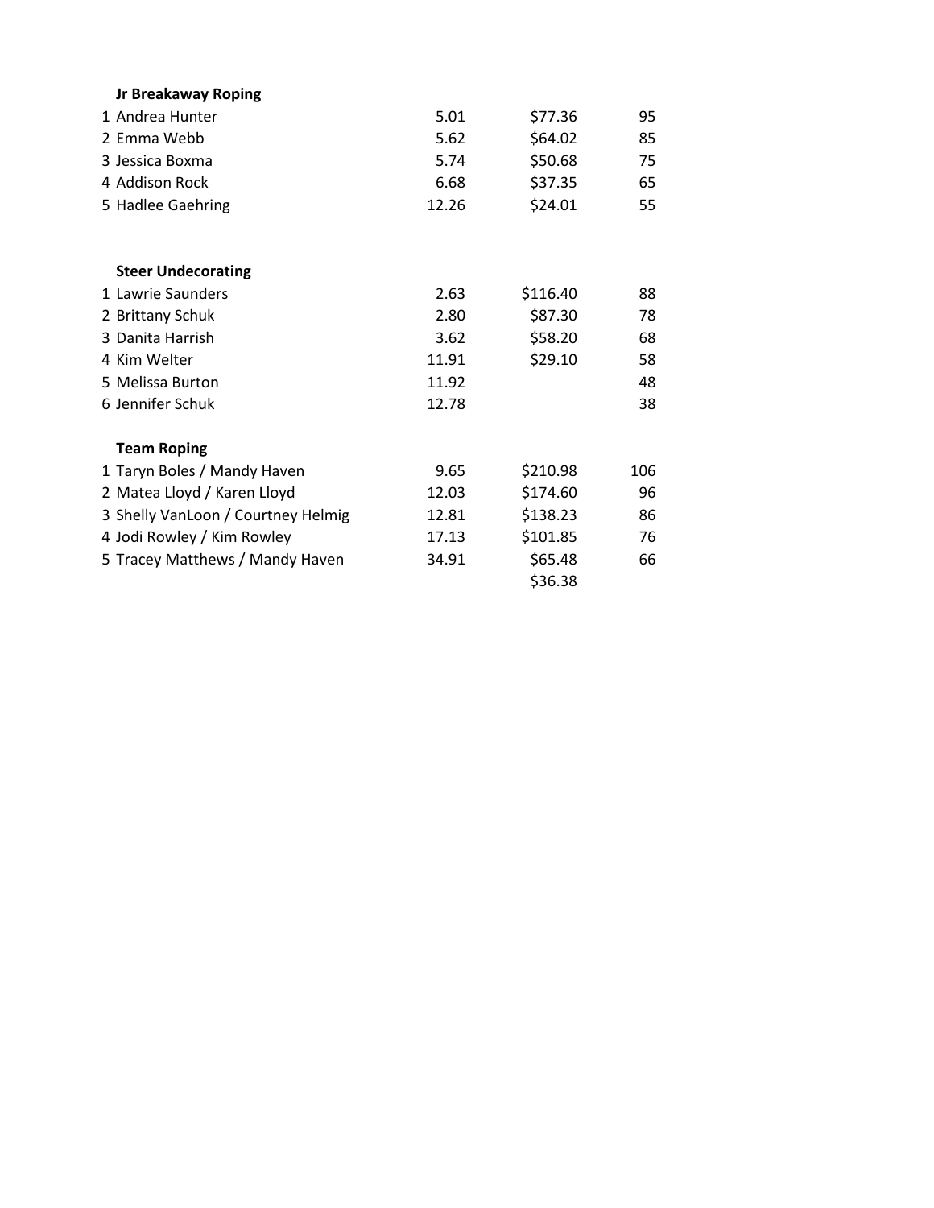**Jr Breakaway Roping**

| | | | | |
|---|---|---|---|---|
| 1 | Andrea Hunter | 5.01 | $77.36 | 95 |
| 2 | Emma Webb | 5.62 | $64.02 | 85 |
| 3 | Jessica Boxma | 5.74 | $50.68 | 75 |
| 4 | Addison Rock | 6.68 | $37.35 | 65 |
| 5 | Hadlee Gaehring | 12.26 | $24.01 | 55 |

**Steer Undecorating**

| | | | | |
|---|---|---|---|---|
| 1 | Lawrie Saunders | 2.63 | $116.40 | 88 |
| 2 | Brittany Schuk | 2.80 | $87.30 | 78 |
| 3 | Danita Harrish | 3.62 | $58.20 | 68 |
| 4 | Kim Welter | 11.91 | $29.10 | 58 |
| 5 | Melissa Burton | 11.92 | | 48 |
| 6 | Jennifer Schuk | 12.78 | | 38 |

**Team Roping**

| | | | | |
|---|---|---|---|---|
| 1 | Taryn Boles / Mandy Haven | 9.65 | $210.98 | 106 |
| 2 | Matea Lloyd / Karen Lloyd | 12.03 | $174.60 | 96 |
| 3 | Shelly VanLoon / Courtney Helmig | 12.81 | $138.23 | 86 |
| 4 | Jodi Rowley / Kim Rowley | 17.13 | $101.85 | 76 |
| 5 | Tracey Matthews / Mandy Haven | 34.91 | $65.48 | 66 |
| | | | $36.38 | |